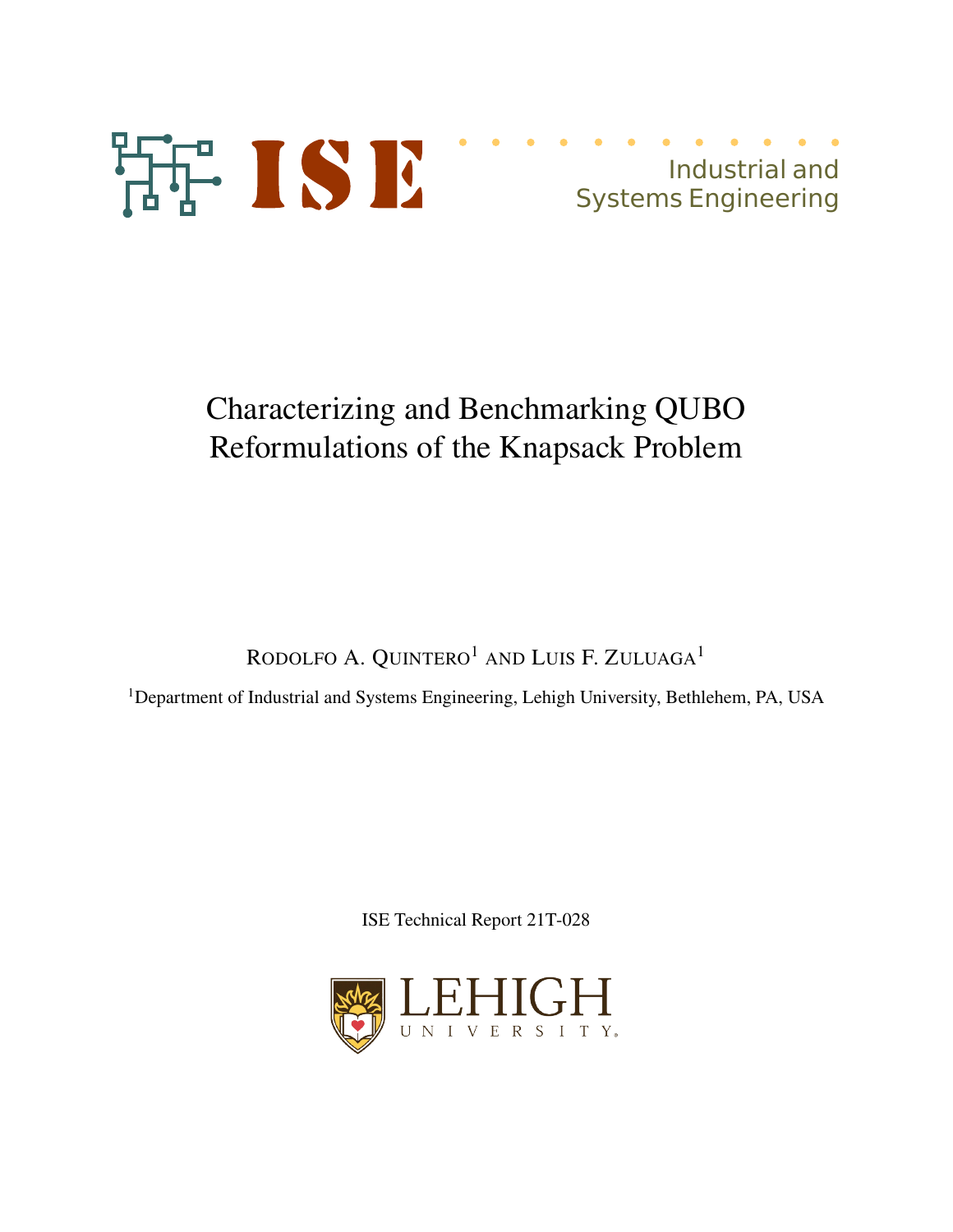ISE

Industrial and Systems Engineering

# Characterizing and Benchmarking QUBO Reformulations of the Knapsack Problem

RODOLFO A. QUINTERO[1] AND LUIS F. ZULUAGA[1]

[1]Department of Industrial and Systems Engineering, Lehigh University, Bethlehem, PA, USA

ISE Technical Report 21T-028

LEHIGH UNIVERSITY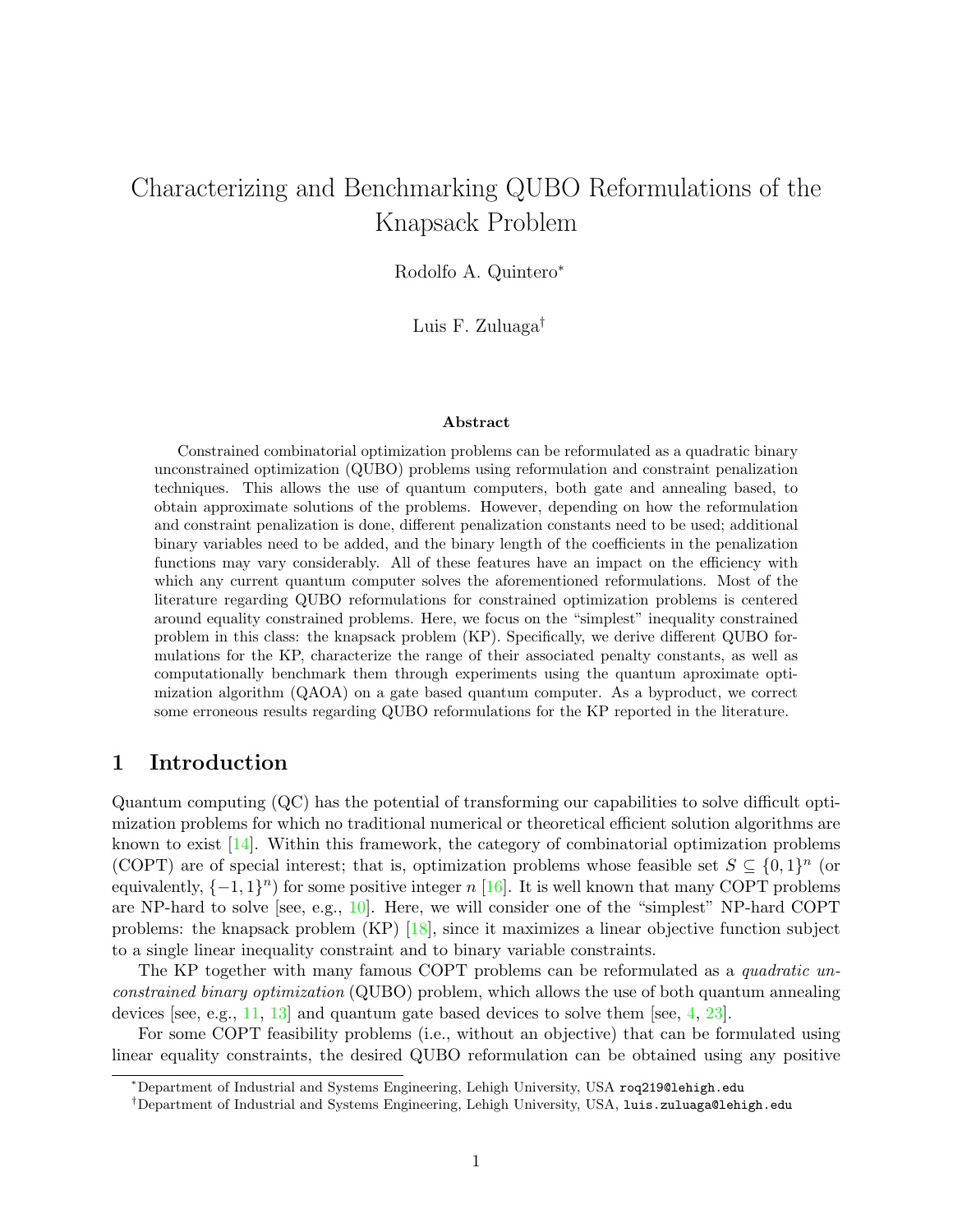# Characterizing and Benchmarking QUBO Reformulations of the Knapsack Problem

Rodolfo A. Quintero*

Luis F. Zuluaga†

### Abstract

Constrained combinatorial optimization problems can be reformulated as a quadratic binary unconstrained optimization (QUBO) problems using reformulation and constraint penalization techniques. This allows the use of quantum computers, both gate and annealing based, to obtain approximate solutions of the problems. However, depending on how the reformulation and constraint penalization is done, different penalization constants need to be used; additional binary variables need to be added, and the binary length of the coefficients in the penalization functions may vary considerably. All of these features have an impact on the efficiency with which any current quantum computer solves the aforementioned reformulations. Most of the literature regarding QUBO reformulations for constrained optimization problems is centered around equality constrained problems. Here, we focus on the "simplest" inequality constrained problem in this class: the knapsack problem (KP). Specifically, we derive different QUBO formulations for the KP, characterize the range of their associated penalty constants, as well as computationally benchmark them through experiments using the quantum aproximate optimization algorithm (QAOA) on a gate based quantum computer. As a byproduct, we correct some erroneous results regarding QUBO reformulations for the KP reported in the literature.

## 1 Introduction

Quantum computing (QC) has the potential of transforming our capabilities to solve difficult optimization problems for which no traditional numerical or theoretical efficient solution algorithms are known to exist [14]. Within this framework, the category of combinatorial optimization problems (COPT) are of special interest; that is, optimization problems whose feasible set $S \subseteq \{0,1\}^n$ (or equivalently, $\{-1,1\}^n$) for some positive integer $n$ [16]. It is well known that many COPT problems are NP-hard to solve [see, e.g., 10]. Here, we will consider one of the "simplest" NP-hard COPT problems: the knapsack problem (KP) [18], since it maximizes a linear objective function subject to a single linear inequality constraint and to binary variable constraints.

The KP together with many famous COPT problems can be reformulated as a *quadratic unconstrained binary optimization* (QUBO) problem, which allows the use of both quantum annealing devices [see, e.g., 11, 13] and quantum gate based devices to solve them [see, 4, 23].

For some COPT feasibility problems (i.e., without an objective) that can be formulated using linear equality constraints, the desired QUBO reformulation can be obtained using any positive

*Department of Industrial and Systems Engineering, Lehigh University, USA roq219@lehigh.edu

†Department of Industrial and Systems Engineering, Lehigh University, USA, luis.zuluaga@lehigh.edu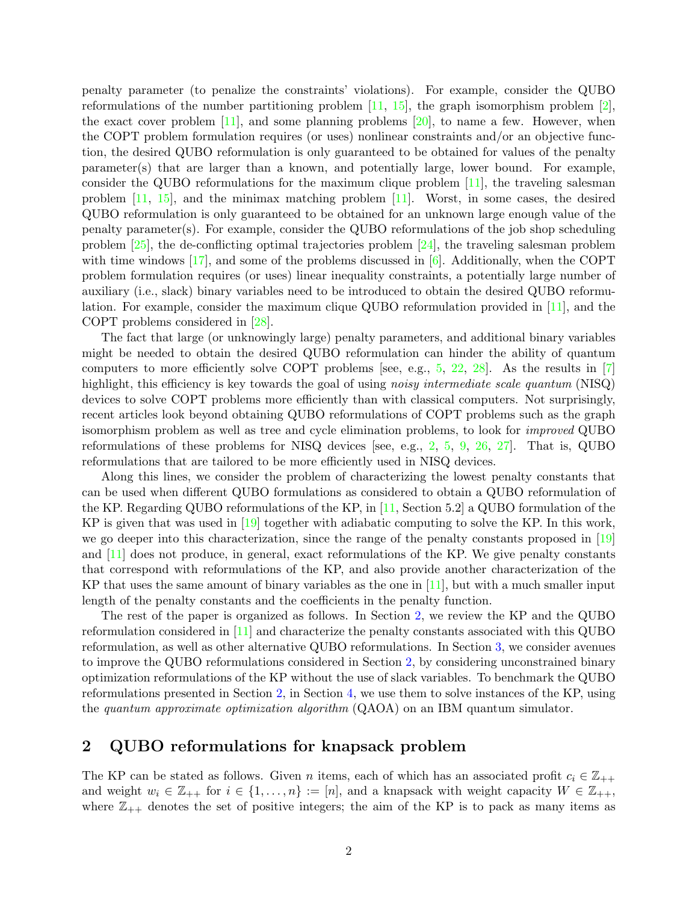penalty parameter (to penalize the constraints' violations). For example, consider the QUBO reformulations of the number partitioning problem [11, 15], the graph isomorphism problem [2], the exact cover problem [11], and some planning problems [20], to name a few. However, when the COPT problem formulation requires (or uses) nonlinear constraints and/or an objective function, the desired QUBO reformulation is only guaranteed to be obtained for values of the penalty parameter(s) that are larger than a known, and potentially large, lower bound. For example, consider the QUBO reformulations for the maximum clique problem [11], the traveling salesman problem [11, 15], and the minimax matching problem [11]. Worst, in some cases, the desired QUBO reformulation is only guaranteed to be obtained for an unknown large enough value of the penalty parameter(s). For example, consider the QUBO reformulations of the job shop scheduling problem [25], the de-conflicting optimal trajectories problem [24], the traveling salesman problem with time windows [17], and some of the problems discussed in [6]. Additionally, when the COPT problem formulation requires (or uses) linear inequality constraints, a potentially large number of auxiliary (i.e., slack) binary variables need to be introduced to obtain the desired QUBO reformulation. For example, consider the maximum clique QUBO reformulation provided in [11], and the COPT problems considered in [28].

The fact that large (or unknowingly large) penalty parameters, and additional binary variables might be needed to obtain the desired QUBO reformulation can hinder the ability of quantum computers to more efficiently solve COPT problems [see, e.g., 5, 22, 28]. As the results in [7] highlight, this efficiency is key towards the goal of using *noisy intermediate scale quantum* (NISQ) devices to solve COPT problems more efficiently than with classical computers. Not surprisingly, recent articles look beyond obtaining QUBO reformulations of COPT problems such as the graph isomorphism problem as well as tree and cycle elimination problems, to look for *improved* QUBO reformulations of these problems for NISQ devices [see, e.g., 2, 5, 9, 26, 27]. That is, QUBO reformulations that are tailored to be more efficiently used in NISQ devices.

Along this lines, we consider the problem of characterizing the lowest penalty constants that can be used when different QUBO formulations as considered to obtain a QUBO reformulation of the KP. Regarding QUBO reformulations of the KP, in [11, Section 5.2] a QUBO formulation of the KP is given that was used in [19] together with adiabatic computing to solve the KP. In this work, we go deeper into this characterization, since the range of the penalty constants proposed in [19] and [11] does not produce, in general, exact reformulations of the KP. We give penalty constants that correspond with reformulations of the KP, and also provide another characterization of the KP that uses the same amount of binary variables as the one in [11], but with a much smaller input length of the penalty constants and the coefficients in the penalty function.

The rest of the paper is organized as follows. In Section 2, we review the KP and the QUBO reformulation considered in [11] and characterize the penalty constants associated with this QUBO reformulation, as well as other alternative QUBO reformulations. In Section 3, we consider avenues to improve the QUBO reformulations considered in Section 2, by considering unconstrained binary optimization reformulations of the KP without the use of slack variables. To benchmark the QUBO reformulations presented in Section 2, in Section 4, we use them to solve instances of the KP, using the *quantum approximate optimization algorithm* (QAOA) on an IBM quantum simulator.

## 2 QUBO reformulations for knapsack problem

The KP can be stated as follows. Given $n$ items, each of which has an associated profit $c_i \in \mathbb{Z}_{++}$ and weight $w_i \in \mathbb{Z}_{++}$ for $i \in \{1, \ldots, n\} := [n]$, and a knapsack with weight capacity $W \in \mathbb{Z}_{++}$, where $\mathbb{Z}_{++}$ denotes the set of positive integers; the aim of the KP is to pack as many items as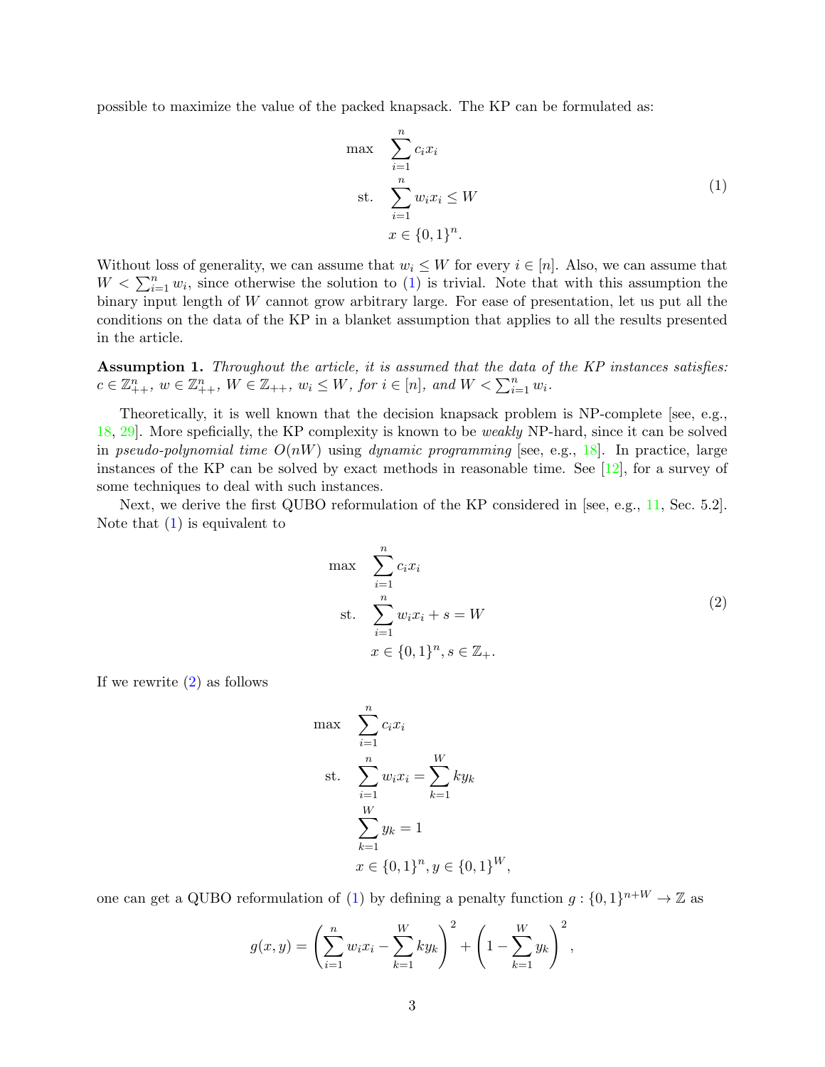possible to maximize the value of the packed knapsack. The KP can be formulated as:

$$
\begin{aligned}
\max \quad & \sum_{i=1}^{n} c_i x_i \\
\text{st.} \quad & \sum_{i=1}^{n} w_i x_i \leq W \\
& x \in \{0,1\}^n.
\end{aligned}
\tag{1}
$$

Without loss of generality, we can assume that $w_i \leq W$ for every $i \in [n]$. Also, we can assume that $W < \sum_{i=1}^{n} w_i$, since otherwise the solution to (1) is trivial. Note that with this assumption the binary input length of $W$ cannot grow arbitrary large. For ease of presentation, let us put all the conditions on the data of the KP in a blanket assumption that applies to all the results presented in the article.

**Assumption 1.** *Throughout the article, it is assumed that the data of the KP instances satisfies:* $c \in \mathbb{Z}_{++}^n$, $w \in \mathbb{Z}_{++}^n$, $W \in \mathbb{Z}_{++}$, $w_i \leq W$, *for* $i \in [n]$, *and* $W < \sum_{i=1}^{n} w_i$.

Theoretically, it is well known that the decision knapsack problem is NP-complete [see, e.g., 18, 29]. More speficially, the KP complexity is known to be *weakly* NP-hard, since it can be solved in *pseudo-polynomial time* $O(nW)$ using *dynamic programming* [see, e.g., 18]. In practice, large instances of the KP can be solved by exact methods in reasonable time. See [12], for a survey of some techniques to deal with such instances.

Next, we derive the first QUBO reformulation of the KP considered in [see, e.g., 11, Sec. 5.2]. Note that (1) is equivalent to

$$
\begin{aligned}
\max \quad & \sum_{i=1}^{n} c_i x_i \\
\text{st.} \quad & \sum_{i=1}^{n} w_i x_i + s = W \\
& x \in \{0,1\}^n, s \in \mathbb{Z}_+.
\end{aligned}
\tag{2}
$$

If we rewrite (2) as follows

$$
\begin{aligned}
\max \quad & \sum_{i=1}^{n} c_i x_i \\
\text{st.} \quad & \sum_{i=1}^{n} w_i x_i = \sum_{k=1}^{W} k y_k \\
& \sum_{k=1}^{W} y_k = 1 \\
& x \in \{0,1\}^n, y \in \{0,1\}^W,
\end{aligned}
$$

one can get a QUBO reformulation of (1) by defining a penalty function $g : \{0,1\}^{n+W} \to \mathbb{Z}$ as

$$
g(x,y) = \left( \sum_{i=1}^{n} w_i x_i - \sum_{k=1}^{W} k y_k \right)^2 + \left( 1 - \sum_{k=1}^{W} y_k \right)^2,
$$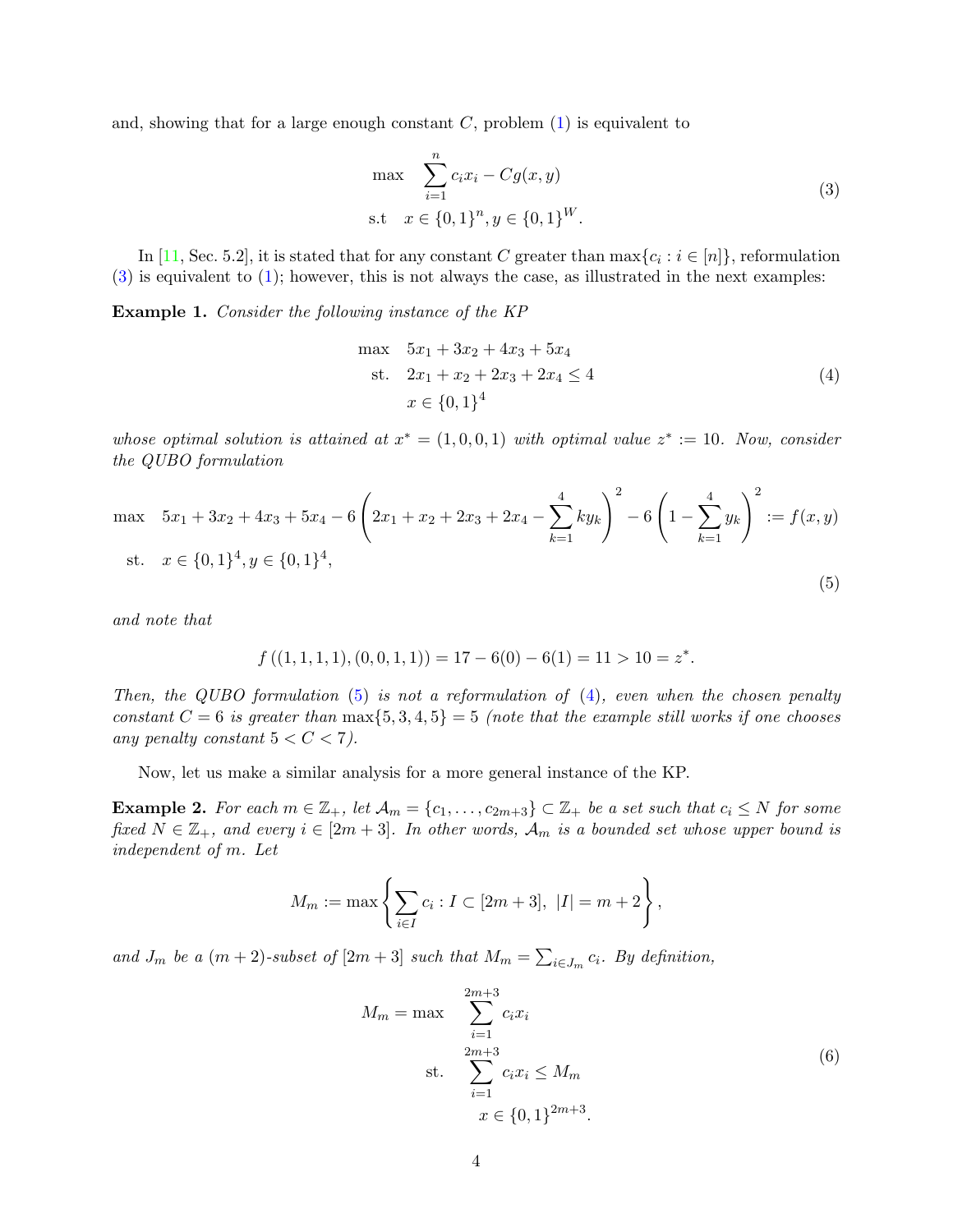and, showing that for a large enough constant $C$, problem (1) is equivalent to

$$
\begin{aligned}
\max \quad & \sum_{i=1}^{n} c_i x_i - C g(x,y) \\
\text{s.t} \quad & x \in \{0,1\}^n, y \in \{0,1\}^W.
\end{aligned} \tag{3}
$$

In [11, Sec. 5.2], it is stated that for any constant $C$ greater than $\max\{c_i : i \in [n]\}$, reformulation (3) is equivalent to (1); however, this is not always the case, as illustrated in the next examples:

**Example 1.** *Consider the following instance of the KP*

$$
\begin{aligned}
\max \quad & 5x_1 + 3x_2 + 4x_3 + 5x_4 \\
\text{st.} \quad & 2x_1 + x_2 + 2x_3 + 2x_4 \leq 4 \\
& x \in \{0,1\}^4
\end{aligned} \tag{4}
$$

*whose optimal solution is attained at $x^* = (1,0,0,1)$ with optimal value $z^* := 10$. Now, consider the QUBO formulation*

$$
\begin{aligned}
\max \quad & 5x_1 + 3x_2 + 4x_3 + 5x_4 - 6\left(2x_1 + x_2 + 2x_3 + 2x_4 - \sum_{k=1}^{4} k y_k\right)^2 - 6\left(1 - \sum_{k=1}^{4} y_k\right)^2 := f(x,y) \\
\text{st.} \quad & x \in \{0,1\}^4, y \in \{0,1\}^4,
\end{aligned} \tag{5}
$$

*and note that*

$$
f\left((1,1,1,1),(0,0,1,1)\right) = 17 - 6(0) - 6(1) = 11 > 10 = z^*.
$$

*Then, the QUBO formulation (5) is not a reformulation of (4), even when the chosen penalty constant $C = 6$ is greater than $\max\{5,3,4,5\} = 5$ (note that the example still works if one chooses any penalty constant $5 < C < 7$).*

Now, let us make a similar analysis for a more general instance of the KP.

**Example 2.** *For each $m \in \mathbb{Z}_+$, let $\mathcal{A}_m = \{c_1, \ldots, c_{2m+3}\} \subset \mathbb{Z}_+$ be a set such that $c_i \leq N$ for some fixed $N \in \mathbb{Z}_+$, and every $i \in [2m+3]$. In other words, $\mathcal{A}_m$ is a bounded set whose upper bound is independent of $m$. Let*

$$
M_m := \max\left\{\sum_{i \in I} c_i : I \subset [2m+3],\ |I| = m+2\right\},
$$

*and $J_m$ be a $(m+2)$-subset of $[2m+3]$ such that $M_m = \sum_{i \in J_m} c_i$. By definition,*

$$
\begin{aligned}
M_m = \max \quad & \sum_{i=1}^{2m+3} c_i x_i \\
\text{st.} \quad & \sum_{i=1}^{2m+3} c_i x_i \leq M_m \\
& x \in \{0,1\}^{2m+3}.
\end{aligned} \tag{6}
$$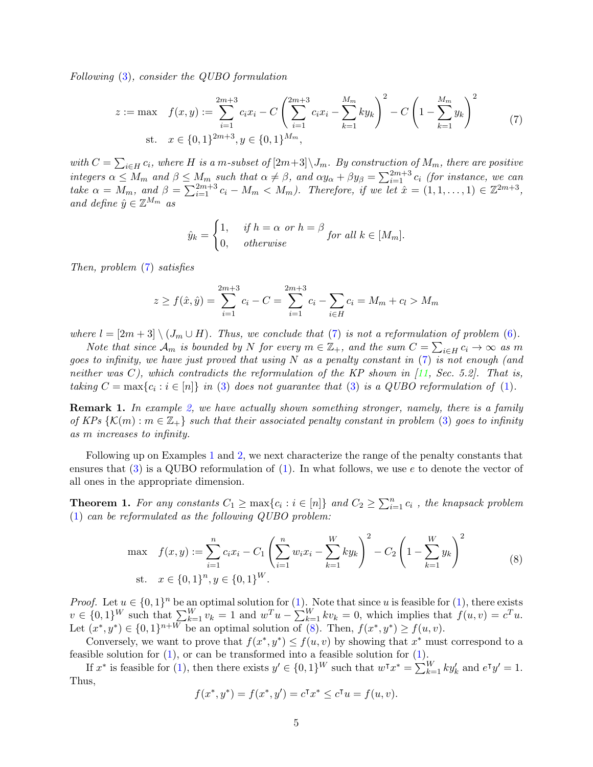*Following (3), consider the QUBO formulation*

$$
\begin{aligned}
z := \max \quad & f(x, y) := \sum_{i=1}^{2m+3} c_i x_i - C\left(\sum_{i=1}^{2m+3} c_i x_i - \sum_{k=1}^{M_m} k y_k\right)^2 - C\left(1 - \sum_{k=1}^{M_m} y_k\right)^2 \\
\text{st.} \quad & x \in \{0,1\}^{2m+3}, y \in \{0,1\}^{M_m},
\end{aligned} \tag{7}
$$

*with $C = \sum_{i \in H} c_i$, where $H$ is a $m$-subset of $[2m+3] \setminus J_m$. By construction of $M_m$, there are positive integers $\alpha \leq M_m$ and $\beta \leq M_m$ such that $\alpha \neq \beta$, and $\alpha y_\alpha + \beta y_\beta = \sum_{i=1}^{2m+3} c_i$ (for instance, we can take $\alpha = M_m$, and $\beta = \sum_{i=1}^{2m+3} c_i - M_m < M_m$). Therefore, if we let $\hat{x} = (1, 1, \ldots, 1) \in \mathbb{Z}^{2m+3}$, and define $\hat{y} \in \mathbb{Z}^{M_m}$ as*

$$
\hat{y}_k = \begin{cases} 1, & \text{if } h = \alpha \text{ or } h = \beta \\ 0, & \text{otherwise} \end{cases} \text{ for all } k \in [M_m].
$$

*Then, problem (7) satisfies*

$$
z \geq f(\hat{x}, \hat{y}) = \sum_{i=1}^{2m+3} c_i - C = \sum_{i=1}^{2m+3} c_i - \sum_{i \in H} c_i = M_m + c_l > M_m
$$

*where $l = [2m+3] \setminus (J_m \cup H)$. Thus, we conclude that (7) is not a reformulation of problem (6).*

*Note that since $\mathcal{A}_m$ is bounded by $N$ for every $m \in \mathbb{Z}_+$, and the sum $C = \sum_{i \in H} c_i \to \infty$ as $m$ goes to infinity, we have just proved that using $N$ as a penalty constant in (7) is not enough (and neither was $C$), which contradicts the reformulation of the KP shown in [11, Sec. 5.2]. That is, taking $C = \max\{c_i : i \in [n]\}$ in (3) does not guarantee that (3) is a QUBO reformulation of (1).*

**Remark 1.** *In example 2, we have actually shown something stronger, namely, there is a family of KPs $\{\mathcal{K}(m) : m \in \mathbb{Z}_+\}$ such that their associated penalty constant in problem (3) goes to infinity as $m$ increases to infinity.*

Following up on Examples 1 and 2, we next characterize the range of the penalty constants that ensures that (3) is a QUBO reformulation of (1). In what follows, we use $e$ to denote the vector of all ones in the appropriate dimension.

**Theorem 1.** *For any constants $C_1 \geq \max\{c_i : i \in [n]\}$ and $C_2 \geq \sum_{i=1}^{n} c_i$ , the knapsack problem (1) can be reformulated as the following QUBO problem:*

$$
\begin{aligned}
\max \quad & f(x, y) := \sum_{i=1}^{n} c_i x_i - C_1\left(\sum_{i=1}^{n} w_i x_i - \sum_{k=1}^{W} k y_k\right)^2 - C_2\left(1 - \sum_{k=1}^{W} y_k\right)^2 \\
\text{st.} \quad & x \in \{0,1\}^n, y \in \{0,1\}^W.
\end{aligned} \tag{8}
$$

*Proof.* Let $u \in \{0,1\}^n$ be an optimal solution for (1). Note that since $u$ is feasible for (1), there exists $v \in \{0,1\}^W$ such that $\sum_{k=1}^{W} v_k = 1$ and $w^T u - \sum_{k=1}^{W} k v_k = 0$, which implies that $f(u, v) = c^T u$. Let $(x^*, y^*) \in \{0,1\}^{n+W}$ be an optimal solution of (8). Then, $f(x^*, y^*) \geq f(u, v)$.

Conversely, we want to prove that $f(x^*, y^*) \leq f(u, v)$ by showing that $x^*$ must correspond to a feasible solution for (1), or can be transformed into a feasible solution for (1).

If $x^*$ is feasible for (1), then there exists $y' \in \{0,1\}^W$ such that $w^\intercal x^* = \sum_{k=1}^{W} k y'_k$ and $e^\intercal y' = 1$. Thus,

$$
f(x^*, y^*) = f(x^*, y') = c^\intercal x^* \leq c^\intercal u = f(u, v).
$$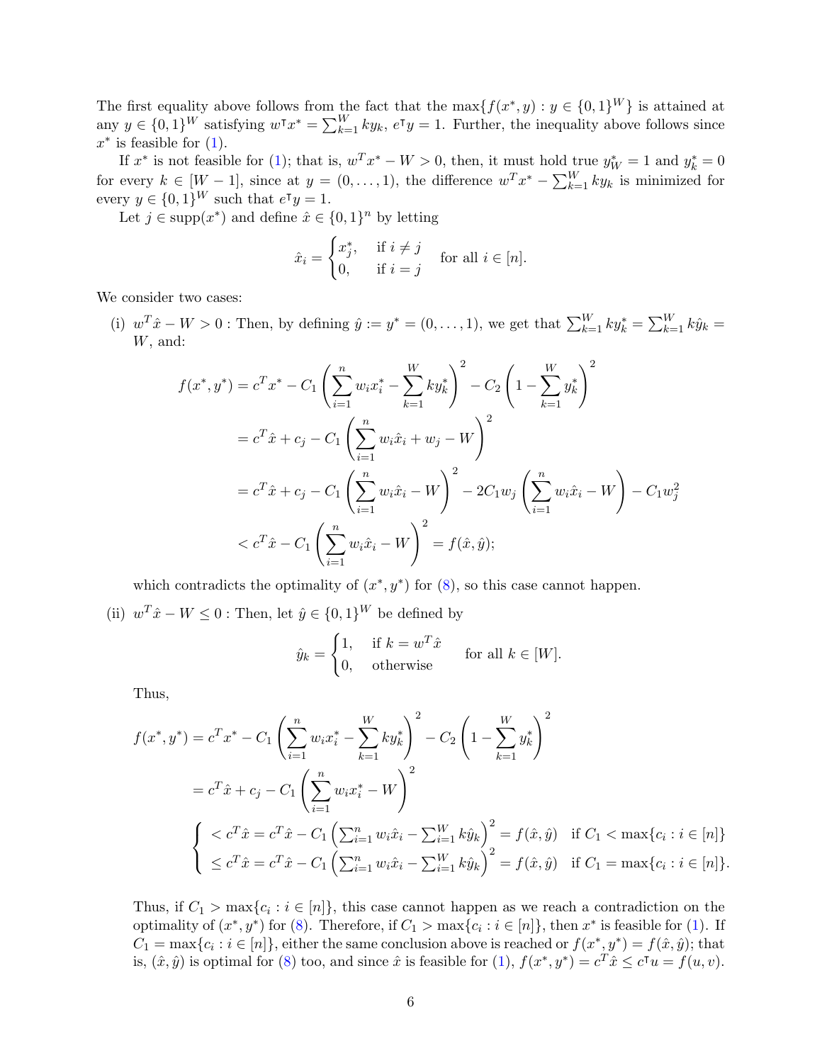The first equality above follows from the fact that the $\max\{f(x^*, y) : y \in \{0,1\}^W\}$ is attained at any $y \in \{0,1\}^W$ satisfying $w^\intercal x^* = \sum_{k=1}^W k y_k$, $e^\intercal y = 1$. Further, the inequality above follows since $x^*$ is feasible for (1).

If $x^*$ is not feasible for (1); that is, $w^T x^* - W > 0$, then, it must hold true $y^*_W = 1$ and $y^*_k = 0$ for every $k \in [W-1]$, since at $y = (0, \ldots, 1)$, the difference $w^T x^* - \sum_{k=1}^W k y_k$ is minimized for every $y \in \{0,1\}^W$ such that $e^\intercal y = 1$.

Let $j \in \text{supp}(x^*)$ and define $\hat{x} \in \{0,1\}^n$ by letting

$$
\hat{x}_i = \begin{cases} x^*_j, & \text{if } i \neq j \\ 0, & \text{if } i = j \end{cases} \quad \text{for all } i \in [n].
$$

We consider two cases:

(i) $w^T \hat{x} - W > 0$ : Then, by defining $\hat{y} := y^* = (0, \ldots, 1)$, we get that $\sum_{k=1}^W k y^*_k = \sum_{k=1}^W k \hat{y}_k = W$, and:

$$
\begin{aligned}
f(x^*, y^*) &= c^T x^* - C_1 \left( \sum_{i=1}^n w_i x^*_i - \sum_{k=1}^W k y^*_k \right)^2 - C_2 \left( 1 - \sum_{k=1}^W y^*_k \right)^2 \\
&= c^T \hat{x} + c_j - C_1 \left( \sum_{i=1}^n w_i \hat{x}_i + w_j - W \right)^2 \\
&= c^T \hat{x} + c_j - C_1 \left( \sum_{i=1}^n w_i \hat{x}_i - W \right)^2 - 2C_1 w_j \left( \sum_{i=1}^n w_i \hat{x}_i - W \right) - C_1 w_j^2 \\
&< c^T \hat{x} - C_1 \left( \sum_{i=1}^n w_i \hat{x}_i - W \right)^2 = f(\hat{x}, \hat{y});
\end{aligned}
$$

which contradicts the optimality of $(x^*, y^*)$ for (8), so this case cannot happen.

(ii) $w^T \hat{x} - W \leq 0$ : Then, let $\hat{y} \in \{0,1\}^W$ be defined by

$$
\hat{y}_k = \begin{cases} 1, & \text{if } k = w^T \hat{x} \\ 0, & \text{otherwise} \end{cases} \quad \text{for all } k \in [W].
$$

Thus,

$$
\begin{aligned}
f(x^*, y^*) &= c^T x^* - C_1 \left( \sum_{i=1}^n w_i x^*_i - \sum_{k=1}^W k y^*_k \right)^2 - C_2 \left( 1 - \sum_{k=1}^W y^*_k \right)^2 \\
&= c^T \hat{x} + c_j - C_1 \left( \sum_{i=1}^n w_i x^*_i - W \right)^2 \\
&\begin{cases} < c^T \hat{x} = c^T \hat{x} - C_1 \left( \sum_{i=1}^n w_i \hat{x}_i - \sum_{i=1}^W k \hat{y}_k \right)^2 = f(\hat{x}, \hat{y}) & \text{if } C_1 < \max\{c_i : i \in [n]\} \\ \leq c^T \hat{x} = c^T \hat{x} - C_1 \left( \sum_{i=1}^n w_i \hat{x}_i - \sum_{i=1}^W k \hat{y}_k \right)^2 = f(\hat{x}, \hat{y}) & \text{if } C_1 = \max\{c_i : i \in [n]\}. \end{cases}
\end{aligned}
$$

Thus, if $C_1 > \max\{c_i : i \in [n]\}$, this case cannot happen as we reach a contradiction on the optimality of $(x^*, y^*)$ for (8). Therefore, if $C_1 > \max\{c_i : i \in [n]\}$, then $x^*$ is feasible for (1). If $C_1 = \max\{c_i : i \in [n]\}$, either the same conclusion above is reached or $f(x^*, y^*) = f(\hat{x}, \hat{y})$; that is, $(\hat{x}, \hat{y})$ is optimal for (8) too, and since $\hat{x}$ is feasible for (1), $f(x^*, y^*) = c^T \hat{x} \leq c^\intercal u = f(u, v)$.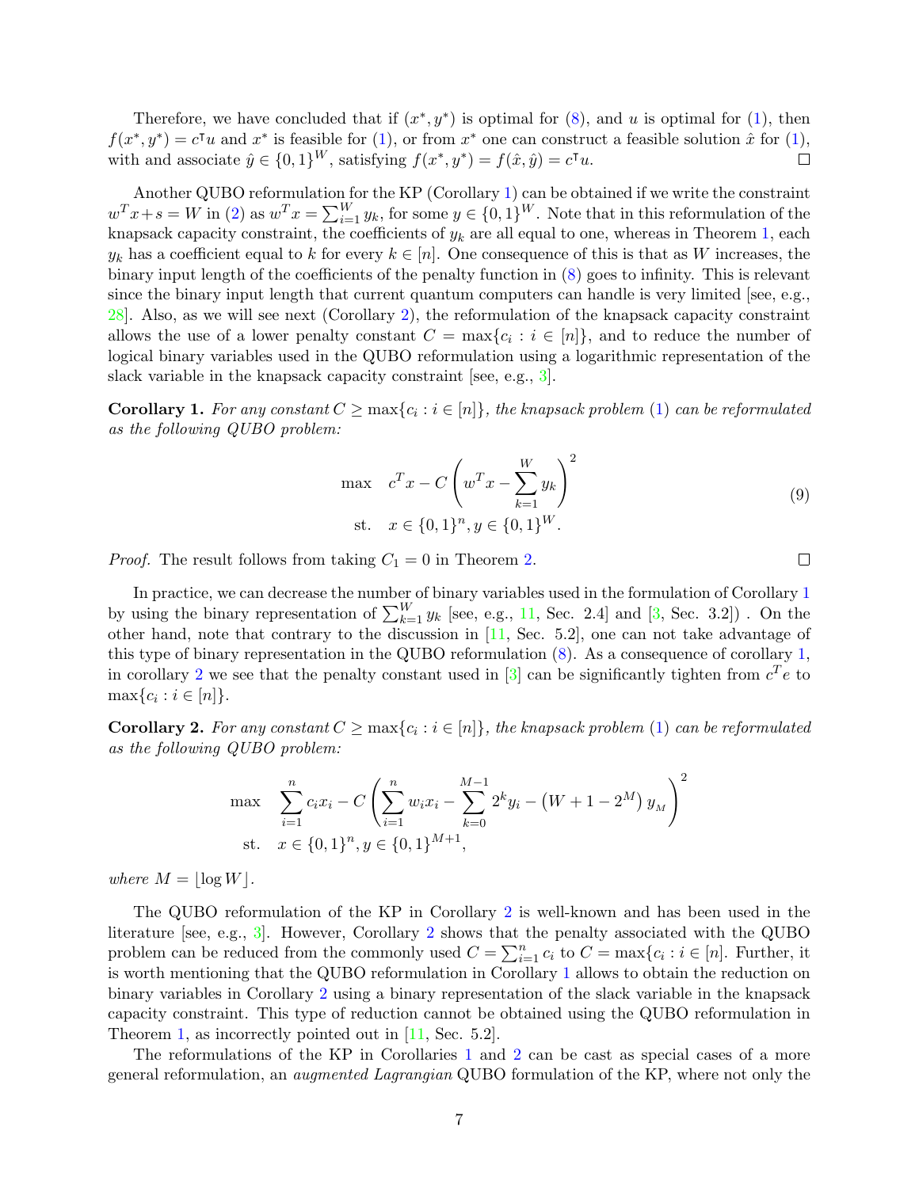Therefore, we have concluded that if $(x^*, y^*)$ is optimal for (8), and $u$ is optimal for (1), then $f(x^*, y^*) = c^\intercal u$ and $x^*$ is feasible for (1), or from $x^*$ one can construct a feasible solution $\hat{x}$ for (1), with and associate $\hat{y} \in \{0,1\}^W$, satisfying $f(x^*, y^*) = f(\hat{x}, \hat{y}) = c^\intercal u$. ☐

Another QUBO reformulation for the KP (Corollary 1) can be obtained if we write the constraint $w^T x + s = W$ in (2) as $w^T x = \sum_{i=1}^W y_k$, for some $y \in \{0,1\}^W$. Note that in this reformulation of the knapsack capacity constraint, the coefficients of $y_k$ are all equal to one, whereas in Theorem 1, each $y_k$ has a coefficient equal to $k$ for every $k \in [n]$. One consequence of this is that as $W$ increases, the binary input length of the coefficients of the penalty function in (8) goes to infinity. This is relevant since the binary input length that current quantum computers can handle is very limited [see, e.g., 28]. Also, as we will see next (Corollary 2), the reformulation of the knapsack capacity constraint allows the use of a lower penalty constant $C = \max\{c_i : i \in [n]\}$, and to reduce the number of logical binary variables used in the QUBO reformulation using a logarithmic representation of the slack variable in the knapsack capacity constraint [see, e.g., 3].

**Corollary 1.** *For any constant $C \geq \max\{c_i : i \in [n]\}$, the knapsack problem (1) can be reformulated as the following QUBO problem:*

$$
\begin{aligned}
\max \quad & c^T x - C\left(w^T x - \sum_{k=1}^{W} y_k\right)^2 \\
\text{st.} \quad & x \in \{0,1\}^n, y \in \{0,1\}^W.
\end{aligned} \tag{9}
$$

*Proof.* The result follows from taking $C_1 = 0$ in Theorem 2. ☐

In practice, we can decrease the number of binary variables used in the formulation of Corollary 1 by using the binary representation of $\sum_{k=1}^W y_k$ [see, e.g., 11, Sec. 2.4] and [3, Sec. 3.2]) . On the other hand, note that contrary to the discussion in [11, Sec. 5.2], one can not take advantage of this type of binary representation in the QUBO reformulation (8). As a consequence of corollary 1, in corollary 2 we see that the penalty constant used in [3] can be significantly tighten from $c^T e$ to $\max\{c_i : i \in [n]\}$.

**Corollary 2.** *For any constant $C \geq \max\{c_i : i \in [n]\}$, the knapsack problem (1) can be reformulated as the following QUBO problem:*

$$
\begin{aligned}
\max \quad & \sum_{i=1}^n c_i x_i - C\left(\sum_{i=1}^n w_i x_i - \sum_{k=0}^{M-1} 2^k y_i - \left(W + 1 - 2^M\right) y_M\right)^2 \\
\text{st.} \quad & x \in \{0,1\}^n, y \in \{0,1\}^{M+1},
\end{aligned}
$$

*where $M = \lfloor \log W \rfloor$.*

The QUBO reformulation of the KP in Corollary 2 is well-known and has been used in the literature [see, e.g., 3]. However, Corollary 2 shows that the penalty associated with the QUBO problem can be reduced from the commonly used $C = \sum_{i=1}^n c_i$ to $C = \max\{c_i : i \in [n]\}$. Further, it is worth mentioning that the QUBO reformulation in Corollary 1 allows to obtain the reduction on binary variables in Corollary 2 using a binary representation of the slack variable in the knapsack capacity constraint. This type of reduction cannot be obtained using the QUBO reformulation in Theorem 1, as incorrectly pointed out in [11, Sec. 5.2].

The reformulations of the KP in Corollaries 1 and 2 can be cast as special cases of a more general reformulation, an *augmented Lagrangian* QUBO formulation of the KP, where not only the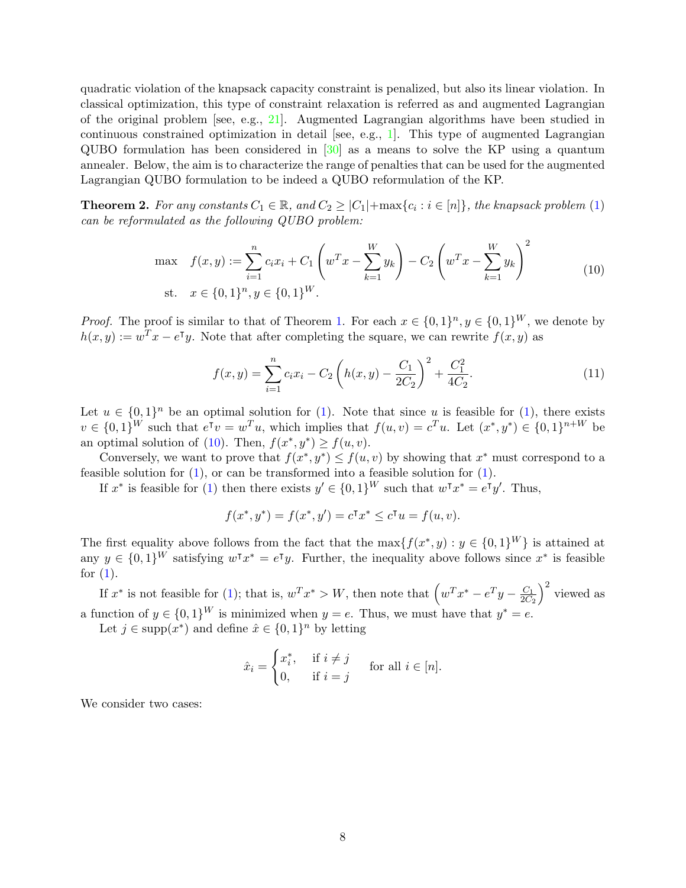quadratic violation of the knapsack capacity constraint is penalized, but also its linear violation. In classical optimization, this type of constraint relaxation is referred as and augmented Lagrangian of the original problem [see, e.g., 21]. Augmented Lagrangian algorithms have been studied in continuous constrained optimization in detail [see, e.g., 1]. This type of augmented Lagrangian QUBO formulation has been considered in [30] as a means to solve the KP using a quantum annealer. Below, the aim is to characterize the range of penalties that can be used for the augmented Lagrangian QUBO formulation to be indeed a QUBO reformulation of the KP.

**Theorem 2.** *For any constants $C_1 \in \mathbb{R}$, and $C_2 \geq |C_1| + \max\{c_i : i \in [n]\}$, the knapsack problem (1) can be reformulated as the following QUBO problem:*

$$
\begin{aligned}
\max \quad & f(x, y) := \sum_{i=1}^{n} c_i x_i + C_1 \left( w^T x - \sum_{k=1}^{W} y_k \right) - C_2 \left( w^T x - \sum_{k=1}^{W} y_k \right)^2 \\
\text{st.} \quad & x \in \{0,1\}^n, y \in \{0,1\}^W.
\end{aligned}
\tag{10}
$$

*Proof.* The proof is similar to that of Theorem 1. For each $x \in \{0,1\}^n, y \in \{0,1\}^W$, we denote by $h(x, y) := w^T x - e^\intercal y$. Note that after completing the square, we can rewrite $f(x, y)$ as

$$
f(x, y) = \sum_{i=1}^{n} c_i x_i - C_2 \left( h(x, y) - \frac{C_1}{2C_2} \right)^2 + \frac{C_1^2}{4C_2}.
\tag{11}
$$

Let $u \in \{0,1\}^n$ be an optimal solution for (1). Note that since $u$ is feasible for (1), there exists $v \in \{0,1\}^W$ such that $e^\intercal v = w^T u$, which implies that $f(u, v) = c^T u$. Let $(x^*, y^*) \in \{0,1\}^{n+W}$ be an optimal solution of (10). Then, $f(x^*, y^*) \geq f(u, v)$.

Conversely, we want to prove that $f(x^*, y^*) \leq f(u, v)$ by showing that $x^*$ must correspond to a feasible solution for (1), or can be transformed into a feasible solution for (1).

If $x^*$ is feasible for (1) then there exists $y' \in \{0,1\}^W$ such that $w^\intercal x^* = e^\intercal y'$. Thus,

$$
f(x^*, y^*) = f(x^*, y') = c^\intercal x^* \leq c^\intercal u = f(u, v).
$$

The first equality above follows from the fact that the $\max\{f(x^*, y) : y \in \{0,1\}^W\}$ is attained at any $y \in \{0,1\}^W$ satisfying $w^\intercal x^* = e^\intercal y$. Further, the inequality above follows since $x^*$ is feasible for (1).

If $x^*$ is not feasible for (1); that is, $w^T x^* > W$, then note that $\left( w^T x^* - e^T y - \frac{C_1}{2C_2} \right)^2$ viewed as a function of $y \in \{0,1\}^W$ is minimized when $y = e$. Thus, we must have that $y^* = e$.

Let $j \in \text{supp}(x^*)$ and define $\hat{x} \in \{0,1\}^n$ by letting

$$
\hat{x}_i = \begin{cases} x_i^*, & \text{if } i \neq j \\ 0, & \text{if } i = j \end{cases} \quad \text{for all } i \in [n].
$$

We consider two cases: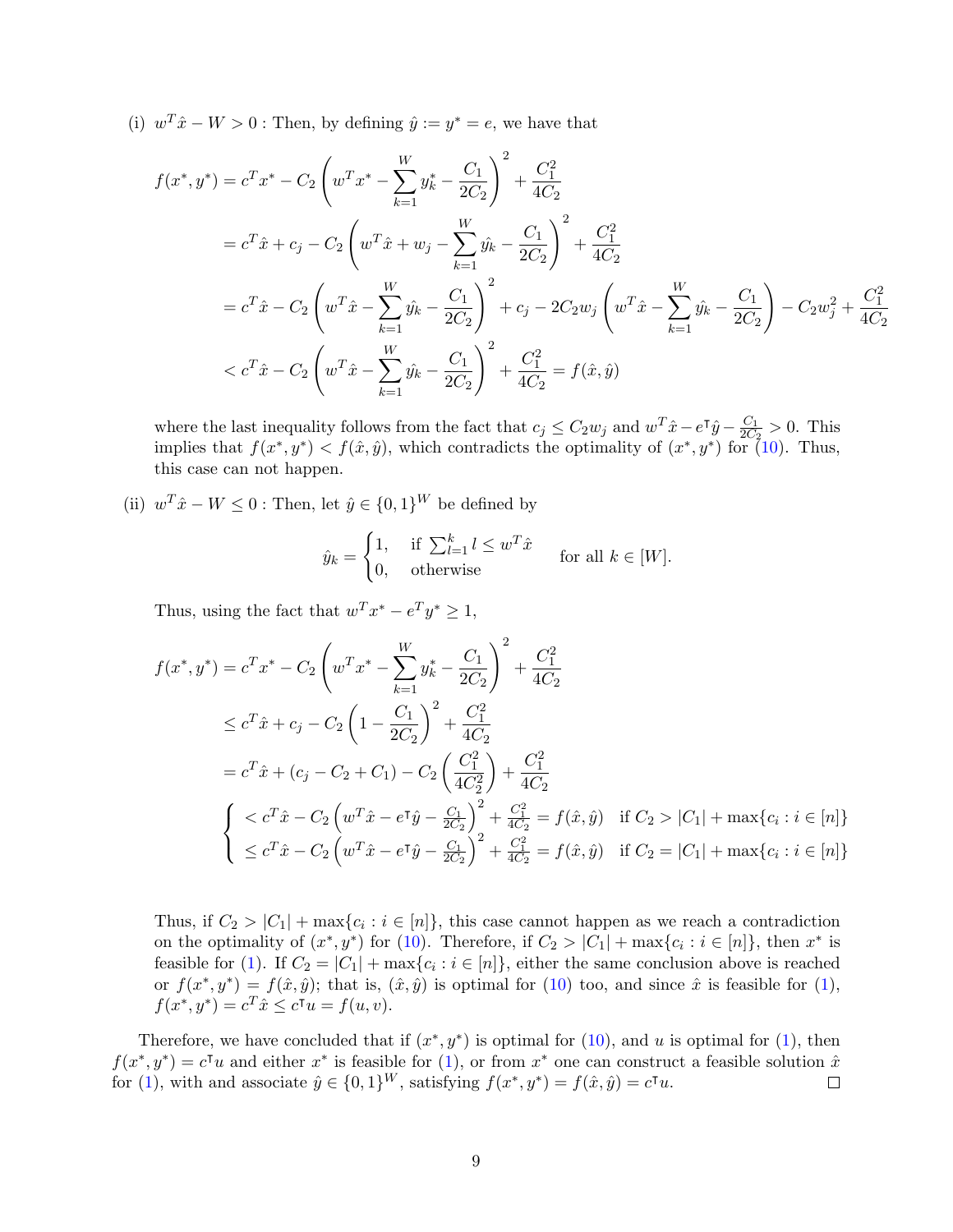(i) $w^T\hat{x} - W > 0$ : Then, by defining $\hat{y} := y^* = e$, we have that

$$
\begin{aligned}
f(x^*, y^*) &= c^T x^* - C_2 \left( w^T x^* - \sum_{k=1}^{W} y_k^* - \frac{C_1}{2C_2} \right)^2 + \frac{C_1^2}{4C_2} \\
&= c^T \hat{x} + c_j - C_2 \left( w^T \hat{x} + w_j - \sum_{k=1}^{W} \hat{y}_k - \frac{C_1}{2C_2} \right)^2 + \frac{C_1^2}{4C_2} \\
&= c^T \hat{x} - C_2 \left( w^T \hat{x} - \sum_{k=1}^{W} \hat{y}_k - \frac{C_1}{2C_2} \right)^2 + c_j - 2C_2 w_j \left( w^T \hat{x} - \sum_{k=1}^{W} \hat{y}_k - \frac{C_1}{2C_2} \right) - C_2 w_j^2 + \frac{C_1^2}{4C_2} \\
&< c^T \hat{x} - C_2 \left( w^T \hat{x} - \sum_{k=1}^{W} \hat{y}_k - \frac{C_1}{2C_2} \right)^2 + \frac{C_1^2}{4C_2} = f(\hat{x}, \hat{y})
\end{aligned}
$$

where the last inequality follows from the fact that $c_j \leq C_2 w_j$ and $w^T\hat{x} - e^\intercal \hat{y} - \frac{C_1}{2C_2} > 0$. This implies that $f(x^*, y^*) < f(\hat{x}, \hat{y})$, which contradicts the optimality of $(x^*, y^*)$ for (10). Thus, this case can not happen.

(ii) $w^T\hat{x} - W \leq 0$ : Then, let $\hat{y} \in \{0,1\}^W$ be defined by

$$
\hat{y}_k = \begin{cases} 1, & \text{if } \sum_{l=1}^{k} l \leq w^T \hat{x} \\ 0, & \text{otherwise} \end{cases} \qquad \text{for all } k \in [W].
$$

Thus, using the fact that $w^T x^* - e^T y^* \geq 1$,

$$
\begin{aligned}
f(x^*, y^*) &= c^T x^* - C_2 \left( w^T x^* - \sum_{k=1}^{W} y_k^* - \frac{C_1}{2C_2} \right)^2 + \frac{C_1^2}{4C_2} \\
&\leq c^T \hat{x} + c_j - C_2 \left( 1 - \frac{C_1}{2C_2} \right)^2 + \frac{C_1^2}{4C_2} \\
&= c^T \hat{x} + (c_j - C_2 + C_1) - C_2 \left( \frac{C_1^2}{4C_2^2} \right) + \frac{C_1^2}{4C_2} \\
&\begin{cases} < c^T\hat{x} - C_2 \left( w^T\hat{x} - e^\intercal\hat{y} - \frac{C_1}{2C_2} \right)^2 + \frac{C_1^2}{4C_2} = f(\hat{x}, \hat{y}) & \text{if } C_2 > |C_1| + \max\{c_i : i \in [n]\} \\ \leq c^T\hat{x} - C_2 \left( w^T\hat{x} - e^\intercal\hat{y} - \frac{C_1}{2C_2} \right)^2 + \frac{C_1^2}{4C_2} = f(\hat{x}, \hat{y}) & \text{if } C_2 = |C_1| + \max\{c_i : i \in [n]\} \end{cases}
\end{aligned}
$$

Thus, if $C_2 > |C_1| + \max\{c_i : i \in [n]\}$, this case cannot happen as we reach a contradiction on the optimality of $(x^*, y^*)$ for (10). Therefore, if $C_2 > |C_1| + \max\{c_i : i \in [n]\}$, then $x^*$ is feasible for (1). If $C_2 = |C_1| + \max\{c_i : i \in [n]\}$, either the same conclusion above is reached or $f(x^*, y^*) = f(\hat{x}, \hat{y})$; that is, $(\hat{x}, \hat{y})$ is optimal for (10) too, and since $\hat{x}$ is feasible for (1), $f(x^*, y^*) = c^T\hat{x} \leq c^\intercal u = f(u, v)$.

Therefore, we have concluded that if $(x^*, y^*)$ is optimal for (10), and $u$ is optimal for (1), then $f(x^*, y^*) = c^\intercal u$ and either $x^*$ is feasible for (1), or from $x^*$ one can construct a feasible solution $\hat{x}$ for (1), with and associate $\hat{y} \in \{0,1\}^W$, satisfying $f(x^*, y^*) = f(\hat{x}, \hat{y}) = c^\intercal u$. □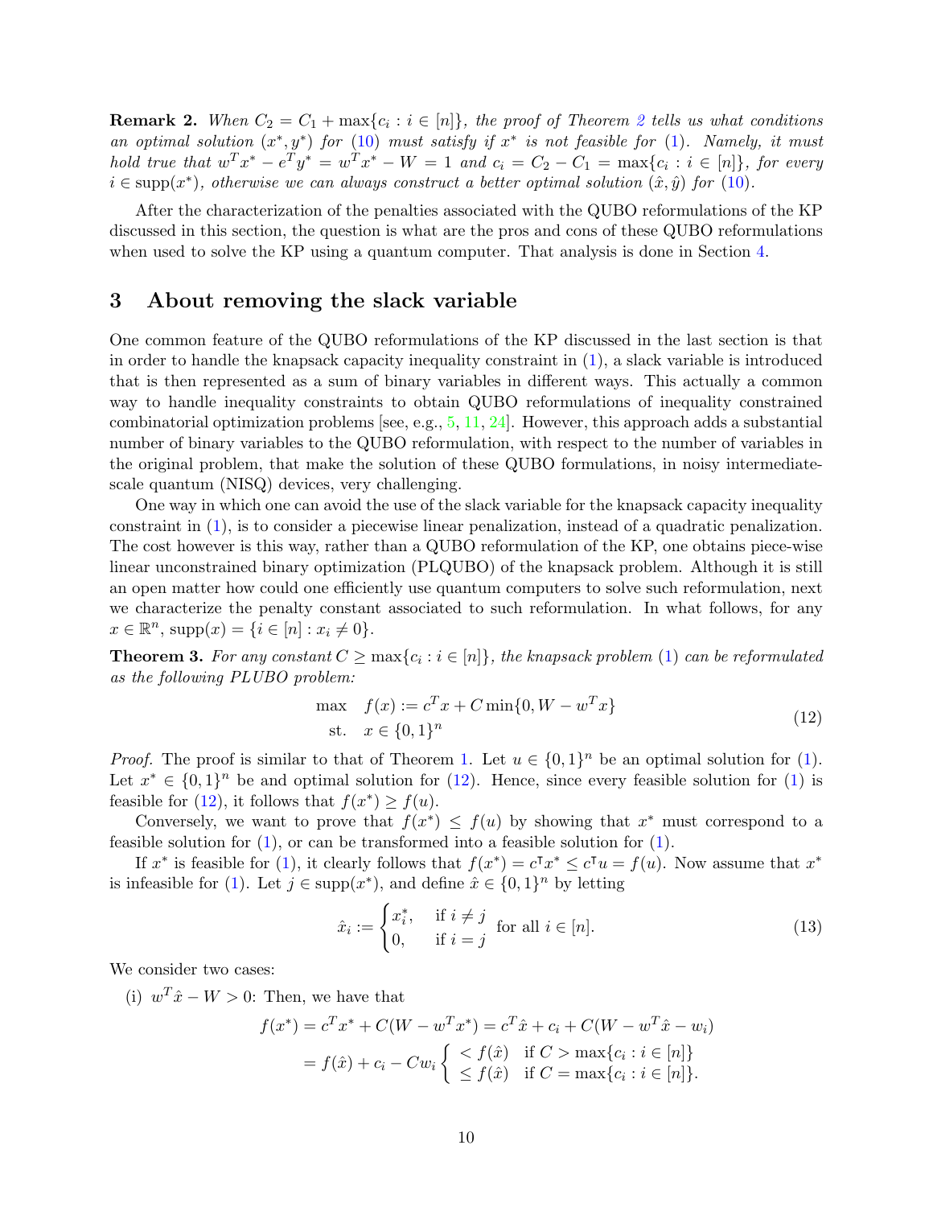**Remark 2.** *When $C_2 = C_1 + \max\{c_i : i \in [n]\}$, the proof of Theorem 2 tells us what conditions an optimal solution $(x^*, y^*)$ for (10) must satisfy if $x^*$ is not feasible for (1). Namely, it must hold true that $w^T x^* - e^T y^* = w^T x^* - W = 1$ and $c_i = C_2 - C_1 = \max\{c_i : i \in [n]\}$, for every $i \in \text{supp}(x^*)$, otherwise we can always construct a better optimal solution $(\hat{x}, \hat{y})$ for (10).*

After the characterization of the penalties associated with the QUBO reformulations of the KP discussed in this section, the question is what are the pros and cons of these QUBO reformulations when used to solve the KP using a quantum computer. That analysis is done in Section 4.

## 3 About removing the slack variable

One common feature of the QUBO reformulations of the KP discussed in the last section is that in order to handle the knapsack capacity inequality constraint in (1), a slack variable is introduced that is then represented as a sum of binary variables in different ways. This actually a common way to handle inequality constraints to obtain QUBO reformulations of inequality constrained combinatorial optimization problems [see, e.g., 5, 11, 24]. However, this approach adds a substantial number of binary variables to the QUBO reformulation, with respect to the number of variables in the original problem, that make the solution of these QUBO formulations, in noisy intermediate-scale quantum (NISQ) devices, very challenging.

One way in which one can avoid the use of the slack variable for the knapsack capacity inequality constraint in (1), is to consider a piecewise linear penalization, instead of a quadratic penalization. The cost however is this way, rather than a QUBO reformulation of the KP, one obtains piece-wise linear unconstrained binary optimization (PLQUBO) of the knapsack problem. Although it is still an open matter how could one efficiently use quantum computers to solve such reformulation, next we characterize the penalty constant associated to such reformulation. In what follows, for any $x \in \mathbb{R}^n$, $\text{supp}(x) = \{i \in [n] : x_i \neq 0\}$.

**Theorem 3.** *For any constant $C \geq \max\{c_i : i \in [n]\}$, the knapsack problem (1) can be reformulated as the following PLUBO problem:*

$$
\begin{aligned}
\max \quad & f(x) := c^T x + C \min\{0, W - w^T x\} \\
\text{st.} \quad & x \in \{0,1\}^n
\end{aligned}
\tag{12}
$$

*Proof.* The proof is similar to that of Theorem 1. Let $u \in \{0,1\}^n$ be an optimal solution for (1). Let $x^* \in \{0,1\}^n$ be and optimal solution for (12). Hence, since every feasible solution for (1) is feasible for (12), it follows that $f(x^*) \geq f(u)$.

Conversely, we want to prove that $f(x^*) \leq f(u)$ by showing that $x^*$ must correspond to a feasible solution for (1), or can be transformed into a feasible solution for (1).

If $x^*$ is feasible for (1), it clearly follows that $f(x^*) = c^\intercal x^* \leq c^\intercal u = f(u)$. Now assume that $x^*$ is infeasible for (1). Let $j \in \text{supp}(x^*)$, and define $\hat{x} \in \{0,1\}^n$ by letting

$$
\hat{x}_i := \begin{cases} x_i^*, & \text{if } i \neq j \\ 0, & \text{if } i = j \end{cases} \text{ for all } i \in [n].
\tag{13}
$$

We consider two cases:

(i) $w^T \hat{x} - W > 0$: Then, we have that

$$
\begin{aligned}
f(x^*) &= c^T x^* + C(W - w^T x^*) = c^T \hat{x} + c_i + C(W - w^T \hat{x} - w_i) \\
&= f(\hat{x}) + c_i - C w_i \left\{ \begin{array}{ll} < f(\hat{x}) & \text{if } C > \max\{c_i : i \in [n]\} \\ \leq f(\hat{x}) & \text{if } C = \max\{c_i : i \in [n]\}. \end{array} \right.
\end{aligned}
$$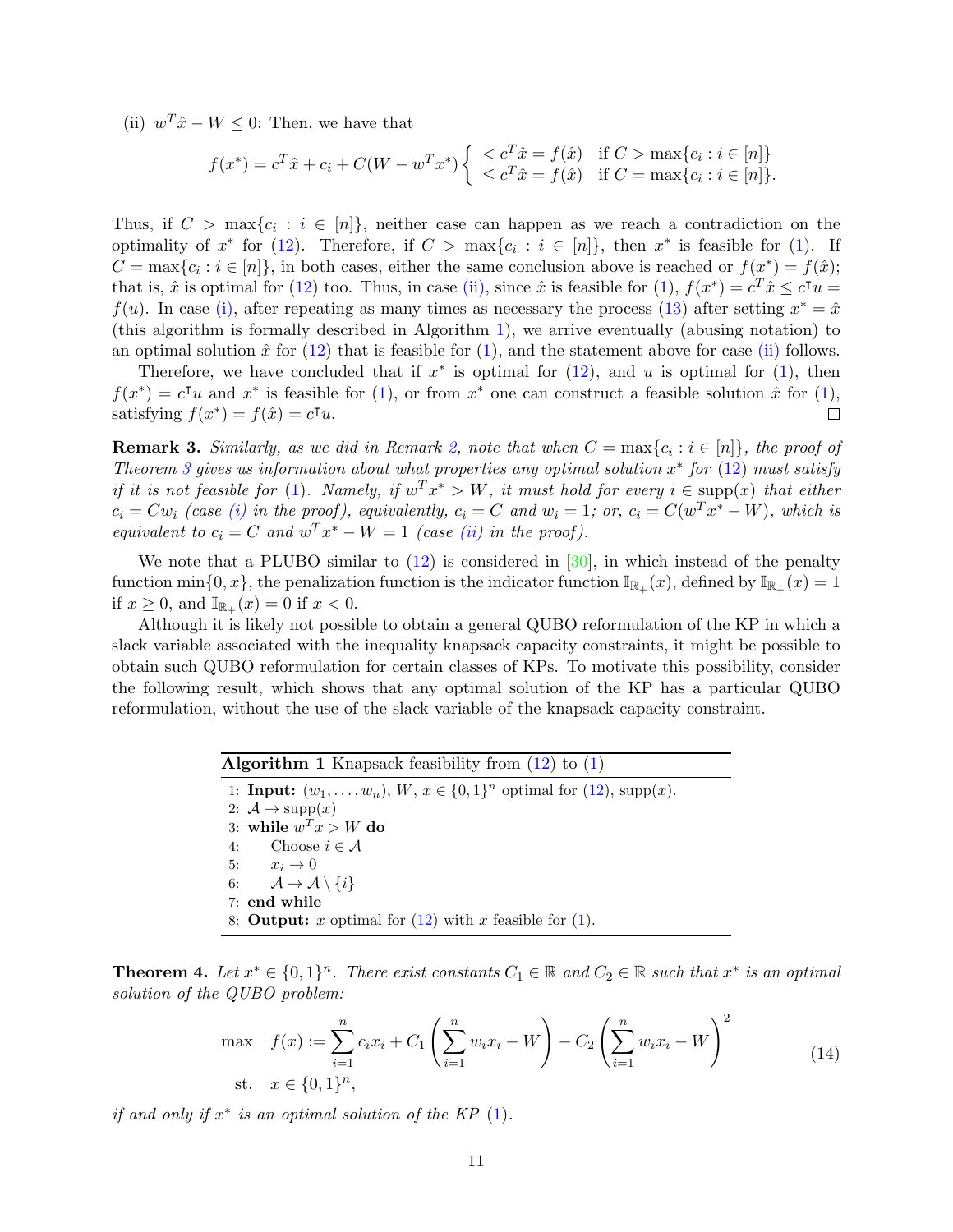(ii) $w^T\hat{x} - W \le 0$: Then, we have that

$$f(x^*) = c^T\hat{x} + c_i + C(W - w^T x^*) \begin{cases} < c^T\hat{x} = f(\hat{x}) & \text{if } C > \max\{c_i : i \in [n]\} \\ \le c^T\hat{x} = f(\hat{x}) & \text{if } C = \max\{c_i : i \in [n]\}. \end{cases}$$

Thus, if $C > \max\{c_i : i \in [n]\}$, neither case can happen as we reach a contradiction on the optimality of $x^*$ for (12). Therefore, if $C > \max\{c_i : i \in [n]\}$, then $x^*$ is feasible for (1). If $C = \max\{c_i : i \in [n]\}$, in both cases, either the same conclusion above is reached or $f(x^*) = f(\hat{x})$; that is, $\hat{x}$ is optimal for (12) too. Thus, in case (ii), since $\hat{x}$ is feasible for (1), $f(x^*) = c^T\hat{x} \le c^\intercal u = f(u)$. In case (i), after repeating as many times as necessary the process (13) after setting $x^* = \hat{x}$ (this algorithm is formally described in Algorithm 1), we arrive eventually (abusing notation) to an optimal solution $\hat{x}$ for (12) that is feasible for (1), and the statement above for case (ii) follows.

Therefore, we have concluded that if $x^*$ is optimal for (12), and $u$ is optimal for (1), then $f(x^*) = c^\intercal u$ and $x^*$ is feasible for (1), or from $x^*$ one can construct a feasible solution $\hat{x}$ for (1), satisfying $f(x^*) = f(\hat{x}) = c^\intercal u$. □

**Remark 3.** *Similarly, as we did in Remark 2, note that when $C = \max\{c_i : i \in [n]\}$, the proof of Theorem 3 gives us information about what properties any optimal solution $x^*$ for (12) must satisfy if it is not feasible for (1). Namely, if $w^T x^* > W$, it must hold for every $i \in \operatorname{supp}(x)$ that either $c_i = Cw_i$ (case (i) in the proof), equivalently, $c_i = C$ and $w_i = 1$; or, $c_i = C(w^T x^* - W)$, which is equivalent to $c_i = C$ and $w^T x^* - W = 1$ (case (ii) in the proof).*

We note that a PLUBO similar to (12) is considered in [30], in which instead of the penalty function $\min\{0, x\}$, the penalization function is the indicator function $\mathbb{I}_{\mathbb{R}_+}(x)$, defined by $\mathbb{I}_{\mathbb{R}_+}(x) = 1$ if $x \ge 0$, and $\mathbb{I}_{\mathbb{R}_+}(x) = 0$ if $x < 0$.

Although it is likely not possible to obtain a general QUBO reformulation of the KP in which a slack variable associated with the inequality knapsack capacity constraints, it might be possible to obtain such QUBO reformulation for certain classes of KPs. To motivate this possibility, consider the following result, which shows that any optimal solution of the KP has a particular QUBO reformulation, without the use of the slack variable of the knapsack capacity constraint.

**Algorithm 1** Knapsack feasibility from (12) to (1)

```
1: Input: (w_1, ..., w_n), W, x ∈ {0,1}^n optimal for (12), supp(x).
2: A → supp(x)
3: while w^T x > W do
4:     Choose i ∈ A
5:     x_i → 0
6:     A → A \ {i}
7: end while
8: Output: x optimal for (12) with x feasible for (1).
```

**Theorem 4.** *Let $x^* \in \{0,1\}^n$. There exist constants $C_1 \in \mathbb{R}$ and $C_2 \in \mathbb{R}$ such that $x^*$ is an optimal solution of the QUBO problem:*

$$\begin{aligned} \max \quad & f(x) := \sum_{i=1}^n c_i x_i + C_1\left(\sum_{i=1}^n w_i x_i - W\right) - C_2\left(\sum_{i=1}^n w_i x_i - W\right)^2 \\ \text{st.} \quad & x \in \{0,1\}^n, \end{aligned} \tag{14}$$

*if and only if $x^*$ is an optimal solution of the KP (1).*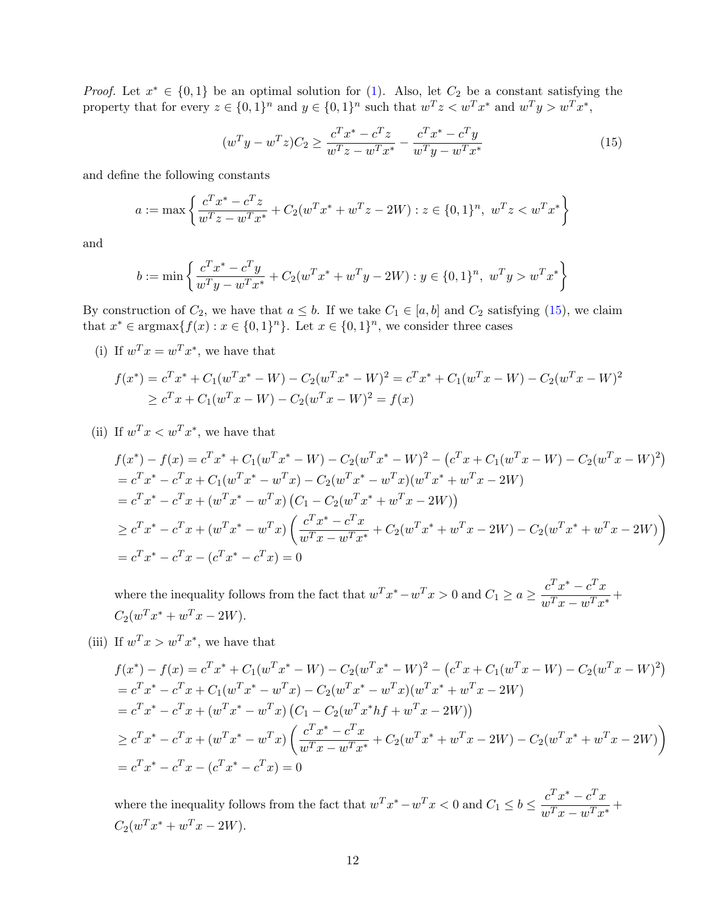*Proof.* Let $x^* \in \{0,1\}$ be an optimal solution for (1). Also, let $C_2$ be a constant satisfying the property that for every $z \in \{0,1\}^n$ and $y \in \{0,1\}^n$ such that $w^T z < w^T x^*$ and $w^T y > w^T x^*$,

$$(w^T y - w^T z) C_2 \geq \frac{c^T x^* - c^T z}{w^T z - w^T x^*} - \frac{c^T x^* - c^T y}{w^T y - w^T x^*} \tag{15}$$

and define the following constants

$$a := \max \left\{ \frac{c^T x^* - c^T z}{w^T z - w^T x^*} + C_2(w^T x^* + w^T z - 2W) : z \in \{0,1\}^n, \; w^T z < w^T x^* \right\}$$

and

$$b := \min \left\{ \frac{c^T x^* - c^T y}{w^T y - w^T x^*} + C_2(w^T x^* + w^T y - 2W) : y \in \{0,1\}^n, \; w^T y > w^T x^* \right\}$$

By construction of $C_2$, we have that $a \leq b$. If we take $C_1 \in [a, b]$ and $C_2$ satisfying (15), we claim that $x^* \in \operatorname{argmax}\{f(x) : x \in \{0,1\}^n\}$. Let $x \in \{0,1\}^n$, we consider three cases

(i) If $w^T x = w^T x^*$, we have that

$$\begin{aligned}
f(x^*) &= c^T x^* + C_1(w^T x^* - W) - C_2(w^T x^* - W)^2 = c^T x^* + C_1(w^T x - W) - C_2(w^T x - W)^2 \\
&\geq c^T x + C_1(w^T x - W) - C_2(w^T x - W)^2 = f(x)
\end{aligned}$$

(ii) If $w^T x < w^T x^*$, we have that

$$\begin{aligned}
& f(x^*) - f(x) = c^T x^* + C_1(w^T x^* - W) - C_2(w^T x^* - W)^2 - \left(c^T x + C_1(w^T x - W) - C_2(w^T x - W)^2\right) \\
&= c^T x^* - c^T x + C_1(w^T x^* - w^T x) - C_2(w^T x^* - w^T x)(w^T x^* + w^T x - 2W) \\
&= c^T x^* - c^T x + (w^T x^* - w^T x)\left(C_1 - C_2(w^T x^* + w^T x - 2W)\right) \\
&\geq c^T x^* - c^T x + (w^T x^* - w^T x)\left(\frac{c^T x^* - c^T x}{w^T x - w^T x^*} + C_2(w^T x^* + w^T x - 2W) - C_2(w^T x^* + w^T x - 2W)\right) \\
&= c^T x^* - c^T x - (c^T x^* - c^T x) = 0
\end{aligned}$$

where the inequality follows from the fact that $w^T x^* - w^T x > 0$ and $C_1 \geq a \geq \dfrac{c^T x^* - c^T x}{w^T x - w^T x^*} + C_2(w^T x^* + w^T x - 2W)$.

(iii) If $w^T x > w^T x^*$, we have that

$$\begin{aligned}
& f(x^*) - f(x) = c^T x^* + C_1(w^T x^* - W) - C_2(w^T x^* - W)^2 - \left(c^T x + C_1(w^T x - W) - C_2(w^T x - W)^2\right) \\
&= c^T x^* - c^T x + C_1(w^T x^* - w^T x) - C_2(w^T x^* - w^T x)(w^T x^* + w^T x - 2W) \\
&= c^T x^* - c^T x + (w^T x^* - w^T x)\left(C_1 - C_2(w^T x^* hf + w^T x - 2W)\right) \\
&\geq c^T x^* - c^T x + (w^T x^* - w^T x)\left(\frac{c^T x^* - c^T x}{w^T x - w^T x^*} + C_2(w^T x^* + w^T x - 2W) - C_2(w^T x^* + w^T x - 2W)\right) \\
&= c^T x^* - c^T x - (c^T x^* - c^T x) = 0
\end{aligned}$$

where the inequality follows from the fact that $w^T x^* - w^T x < 0$ and $C_1 \leq b \leq \dfrac{c^T x^* - c^T x}{w^T x - w^T x^*} + C_2(w^T x^* + w^T x - 2W)$.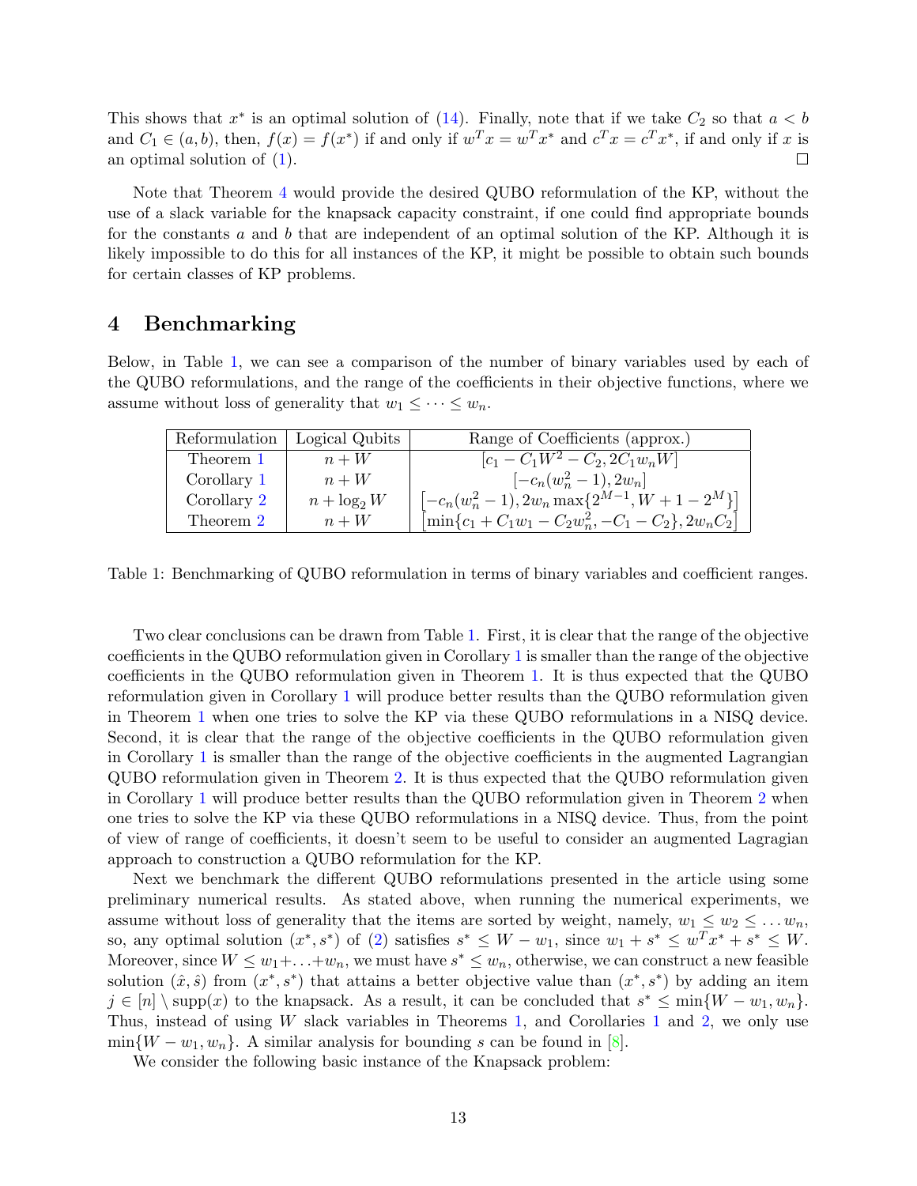This shows that $x^*$ is an optimal solution of (14). Finally, note that if we take $C_2$ so that $a < b$ and $C_1 \in (a, b)$, then, $f(x) = f(x^*)$ if and only if $w^T x = w^T x^*$ and $c^T x = c^T x^*$, if and only if $x$ is an optimal solution of (1). ☐

Note that Theorem 4 would provide the desired QUBO reformulation of the KP, without the use of a slack variable for the knapsack capacity constraint, if one could find appropriate bounds for the constants $a$ and $b$ that are independent of an optimal solution of the KP. Although it is likely impossible to do this for all instances of the KP, it might be possible to obtain such bounds for certain classes of KP problems.

## 4 Benchmarking

Below, in Table 1, we can see a comparison of the number of binary variables used by each of the QUBO reformulations, and the range of the coefficients in their objective functions, where we assume without loss of generality that $w_1 \leq \cdots \leq w_n$.

| Reformulation | Logical Qubits | Range of Coefficients (approx.) |
|---|---|---|
| Theorem 1 | $n + W$ | $[c_1 - C_1 W^2 - C_2, 2C_1 w_n W]$ |
| Corollary 1 | $n + W$ | $[-c_n(w_n^2 - 1), 2w_n]$ |
| Corollary 2 | $n + \log_2 W$ | $\left[-c_n(w_n^2 - 1), 2w_n \max\{2^{M-1}, W + 1 - 2^M\}\right]$ |
| Theorem 2 | $n + W$ | $\left[\min\{c_1 + C_1 w_1 - C_2 w_n^2, -C_1 - C_2\}, 2w_n C_2\right]$ |

Table 1: Benchmarking of QUBO reformulation in terms of binary variables and coefficient ranges.

Two clear conclusions can be drawn from Table 1. First, it is clear that the range of the objective coefficients in the QUBO reformulation given in Corollary 1 is smaller than the range of the objective coefficients in the QUBO reformulation given in Theorem 1. It is thus expected that the QUBO reformulation given in Corollary 1 will produce better results than the QUBO reformulation given in Theorem 1 when one tries to solve the KP via these QUBO reformulations in a NISQ device. Second, it is clear that the range of the objective coefficients in the QUBO reformulation given in Corollary 1 is smaller than the range of the objective coefficients in the augmented Lagrangian QUBO reformulation given in Theorem 2. It is thus expected that the QUBO reformulation given in Corollary 1 will produce better results than the QUBO reformulation given in Theorem 2 when one tries to solve the KP via these QUBO reformulations in a NISQ device. Thus, from the point of view of range of coefficients, it doesn't seem to be useful to consider an augmented Lagragian approach to construction a QUBO reformulation for the KP.

Next we benchmark the different QUBO reformulations presented in the article using some preliminary numerical results. As stated above, when running the numerical experiments, we assume without loss of generality that the items are sorted by weight, namely, $w_1 \leq w_2 \leq \ldots w_n$, so, any optimal solution $(x^*, s^*)$ of (2) satisfies $s^* \leq W - w_1$, since $w_1 + s^* \leq w^T x^* + s^* \leq W$. Moreover, since $W \leq w_1 + \ldots + w_n$, we must have $s^* \leq w_n$, otherwise, we can construct a new feasible solution $(\hat{x}, \hat{s})$ from $(x^*, s^*)$ that attains a better objective value than $(x^*, s^*)$ by adding an item $j \in [n] \setminus \text{supp}(x)$ to the knapsack. As a result, it can be concluded that $s^* \leq \min\{W - w_1, w_n\}$. Thus, instead of using $W$ slack variables in Theorems 1, and Corollaries 1 and 2, we only use $\min\{W - w_1, w_n\}$. A similar analysis for bounding $s$ can be found in [8].

We consider the following basic instance of the Knapsack problem: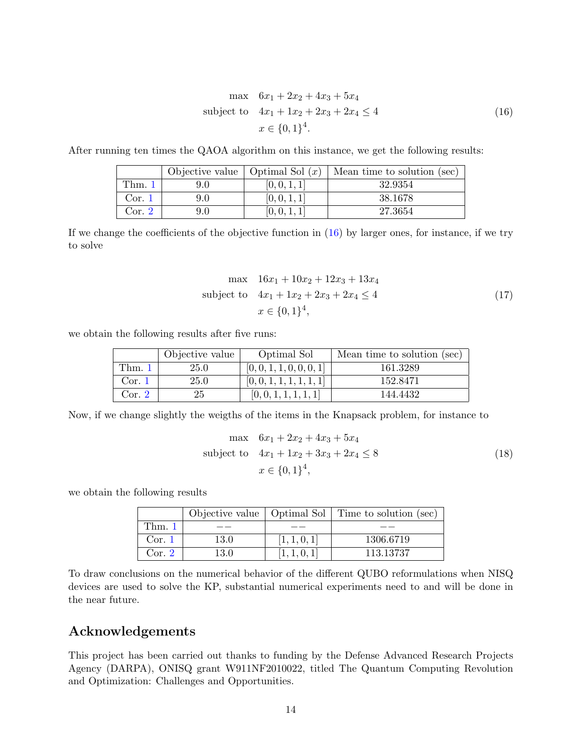$$
\begin{aligned}
\max \quad & 6x_1 + 2x_2 + 4x_3 + 5x_4 \\
\text{subject to} \quad & 4x_1 + 1x_2 + 2x_3 + 2x_4 \leq 4 \\
& x \in \{0,1\}^4.
\end{aligned} \tag{16}
$$

After running ten times the QAOA algorithm on this instance, we get the following results:

| | Objective value | Optimal Sol ($x$) | Mean time to solution (sec) |
|---|---|---|---|
| Thm. 1 | 9.0 | $[0, 0, 1, 1]$ | 32.9354 |
| Cor. 1 | 9.0 | $[0, 0, 1, 1]$ | 38.1678 |
| Cor. 2 | 9.0 | $[0, 0, 1, 1]$ | 27.3654 |

If we change the coefficients of the objective function in (16) by larger ones, for instance, if we try to solve

$$
\begin{aligned}
\max \quad & 16x_1 + 10x_2 + 12x_3 + 13x_4 \\
\text{subject to} \quad & 4x_1 + 1x_2 + 2x_3 + 2x_4 \leq 4 \\
& x \in \{0,1\}^4,
\end{aligned} \tag{17}
$$

we obtain the following results after five runs:

| | Objective value | Optimal Sol | Mean time to solution (sec) |
|---|---|---|---|
| Thm. 1 | 25.0 | $[0, 0, 1, 1, 0, 0, 0, 1]$ | 161.3289 |
| Cor. 1 | 25.0 | $[0, 0, 1, 1, 1, 1, 1, 1]$ | 152.8471 |
| Cor. 2 | 25 | $[0, 0, 1, 1, 1, 1, 1]$ | 144.4432 |

Now, if we change slightly the weigths of the items in the Knapsack problem, for instance to

$$
\begin{aligned}
\max \quad & 6x_1 + 2x_2 + 4x_3 + 5x_4 \\
\text{subject to} \quad & 4x_1 + 1x_2 + 3x_3 + 2x_4 \leq 8 \\
& x \in \{0,1\}^4,
\end{aligned} \tag{18}
$$

we obtain the following results

| | Objective value | Optimal Sol | Time to solution (sec) |
|---|---|---|---|
| Thm. 1 | $--$ | $--$ | $--$ |
| Cor. 1 | 13.0 | $[1, 1, 0, 1]$ | 1306.6719 |
| Cor. 2 | 13.0 | $[1, 1, 0, 1]$ | 113.13737 |

To draw conclusions on the numerical behavior of the different QUBO reformulations when NISQ devices are used to solve the KP, substantial numerical experiments need to and will be done in the near future.

## Acknowledgements

This project has been carried out thanks to funding by the Defense Advanced Research Projects Agency (DARPA), ONISQ grant W911NF2010022, titled The Quantum Computing Revolution and Optimization: Challenges and Opportunities.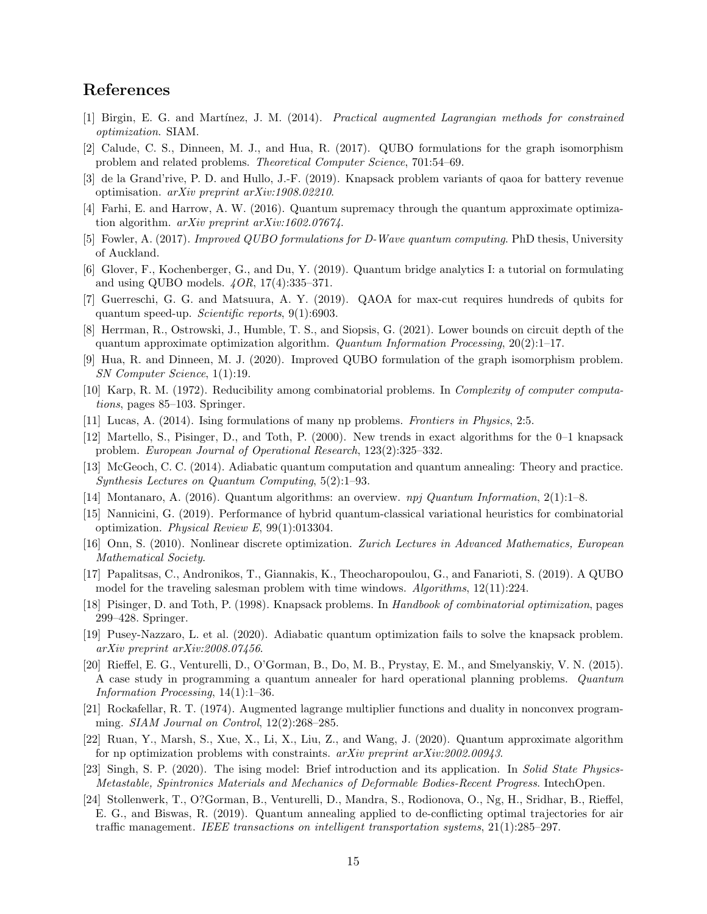## References

[1] Birgin, E. G. and Martínez, J. M. (2014). *Practical augmented Lagrangian methods for constrained optimization*. SIAM.

[2] Calude, C. S., Dinneen, M. J., and Hua, R. (2017). QUBO formulations for the graph isomorphism problem and related problems. *Theoretical Computer Science*, 701:54–69.

[3] de la Grand'rive, P. D. and Hullo, J.-F. (2019). Knapsack problem variants of qaoa for battery revenue optimisation. *arXiv preprint arXiv:1908.02210*.

[4] Farhi, E. and Harrow, A. W. (2016). Quantum supremacy through the quantum approximate optimization algorithm. *arXiv preprint arXiv:1602.07674*.

[5] Fowler, A. (2017). *Improved QUBO formulations for D-Wave quantum computing*. PhD thesis, University of Auckland.

[6] Glover, F., Kochenberger, G., and Du, Y. (2019). Quantum bridge analytics I: a tutorial on formulating and using QUBO models. *4OR*, 17(4):335–371.

[7] Guerreschi, G. G. and Matsuura, A. Y. (2019). QAOA for max-cut requires hundreds of qubits for quantum speed-up. *Scientific reports*, 9(1):6903.

[8] Herrman, R., Ostrowski, J., Humble, T. S., and Siopsis, G. (2021). Lower bounds on circuit depth of the quantum approximate optimization algorithm. *Quantum Information Processing*, 20(2):1–17.

[9] Hua, R. and Dinneen, M. J. (2020). Improved QUBO formulation of the graph isomorphism problem. *SN Computer Science*, 1(1):19.

[10] Karp, R. M. (1972). Reducibility among combinatorial problems. In *Complexity of computer computations*, pages 85–103. Springer.

[11] Lucas, A. (2014). Ising formulations of many np problems. *Frontiers in Physics*, 2:5.

[12] Martello, S., Pisinger, D., and Toth, P. (2000). New trends in exact algorithms for the 0–1 knapsack problem. *European Journal of Operational Research*, 123(2):325–332.

[13] McGeoch, C. C. (2014). Adiabatic quantum computation and quantum annealing: Theory and practice. *Synthesis Lectures on Quantum Computing*, 5(2):1–93.

[14] Montanaro, A. (2016). Quantum algorithms: an overview. *npj Quantum Information*, 2(1):1–8.

[15] Nannicini, G. (2019). Performance of hybrid quantum-classical variational heuristics for combinatorial optimization. *Physical Review E*, 99(1):013304.

[16] Onn, S. (2010). Nonlinear discrete optimization. *Zurich Lectures in Advanced Mathematics, European Mathematical Society*.

[17] Papalitsas, C., Andronikos, T., Giannakis, K., Theocharopoulou, G., and Fanarioti, S. (2019). A QUBO model for the traveling salesman problem with time windows. *Algorithms*, 12(11):224.

[18] Pisinger, D. and Toth, P. (1998). Knapsack problems. In *Handbook of combinatorial optimization*, pages 299–428. Springer.

[19] Pusey-Nazzaro, L. et al. (2020). Adiabatic quantum optimization fails to solve the knapsack problem. *arXiv preprint arXiv:2008.07456*.

[20] Rieffel, E. G., Venturelli, D., O'Gorman, B., Do, M. B., Prystay, E. M., and Smelyanskiy, V. N. (2015). A case study in programming a quantum annealer for hard operational planning problems. *Quantum Information Processing*, 14(1):1–36.

[21] Rockafellar, R. T. (1974). Augmented lagrange multiplier functions and duality in nonconvex programming. *SIAM Journal on Control*, 12(2):268–285.

[22] Ruan, Y., Marsh, S., Xue, X., Li, X., Liu, Z., and Wang, J. (2020). Quantum approximate algorithm for np optimization problems with constraints. *arXiv preprint arXiv:2002.00943*.

[23] Singh, S. P. (2020). The ising model: Brief introduction and its application. In *Solid State Physics-Metastable, Spintronics Materials and Mechanics of Deformable Bodies-Recent Progress*. IntechOpen.

[24] Stollenwerk, T., O?Gorman, B., Venturelli, D., Mandra, S., Rodionova, O., Ng, H., Sridhar, B., Rieffel, E. G., and Biswas, R. (2019). Quantum annealing applied to de-conflicting optimal trajectories for air traffic management. *IEEE transactions on intelligent transportation systems*, 21(1):285–297.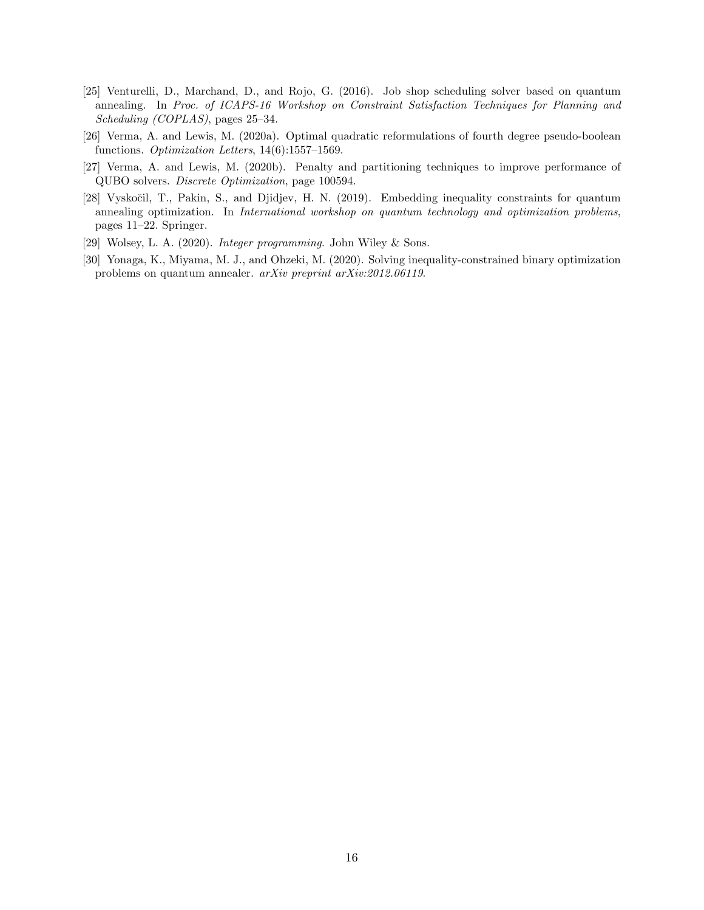[25] Venturelli, D., Marchand, D., and Rojo, G. (2016). Job shop scheduling solver based on quantum annealing. In *Proc. of ICAPS-16 Workshop on Constraint Satisfaction Techniques for Planning and Scheduling (COPLAS)*, pages 25–34.

[26] Verma, A. and Lewis, M. (2020a). Optimal quadratic reformulations of fourth degree pseudo-boolean functions. *Optimization Letters*, 14(6):1557–1569.

[27] Verma, A. and Lewis, M. (2020b). Penalty and partitioning techniques to improve performance of QUBO solvers. *Discrete Optimization*, page 100594.

[28] Vyskočil, T., Pakin, S., and Djidjev, H. N. (2019). Embedding inequality constraints for quantum annealing optimization. In *International workshop on quantum technology and optimization problems*, pages 11–22. Springer.

[29] Wolsey, L. A. (2020). *Integer programming*. John Wiley & Sons.

[30] Yonaga, K., Miyama, M. J., and Ohzeki, M. (2020). Solving inequality-constrained binary optimization problems on quantum annealer. *arXiv preprint arXiv:2012.06119*.